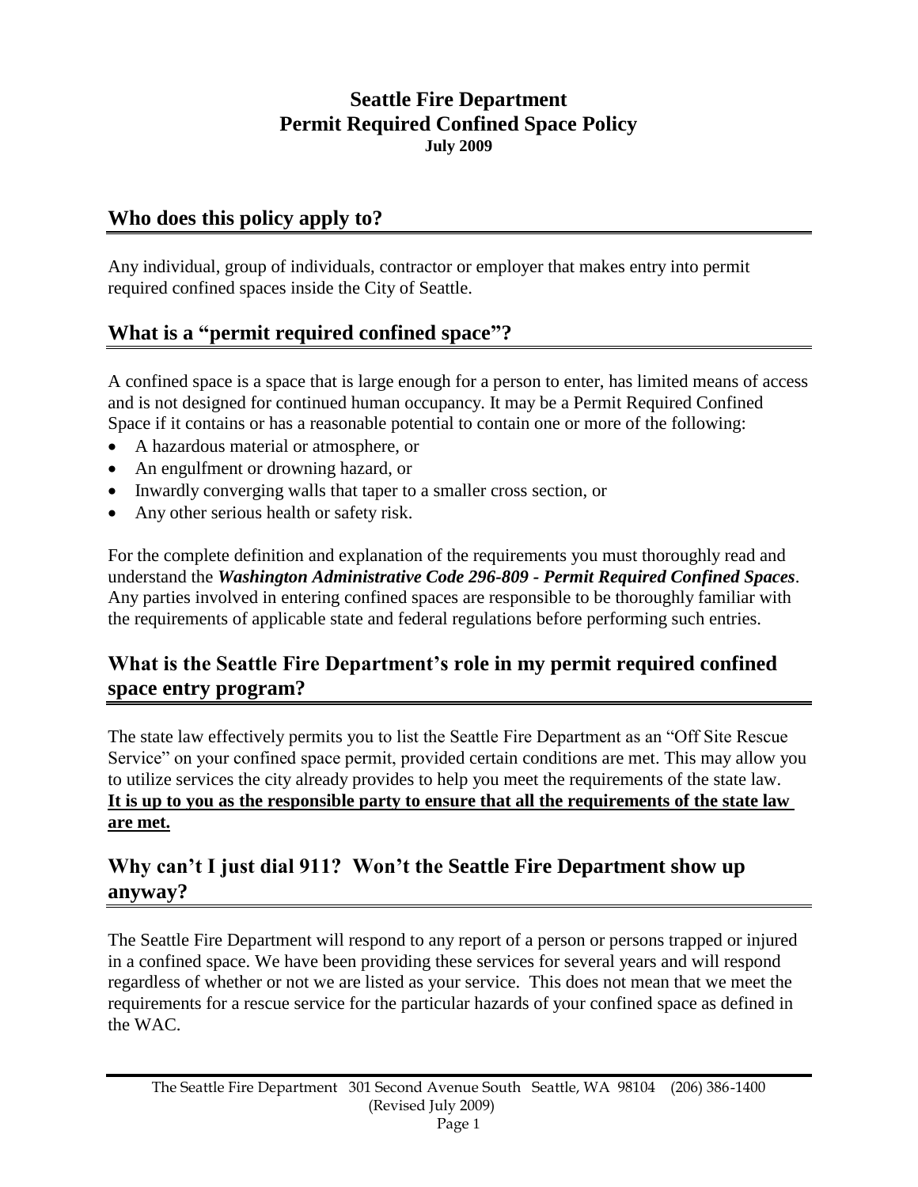# Seattle Fire Department
# Permit Required Confined Space Policy
**July 2009**

## Who does this policy apply to?

Any individual, group of individuals, contractor or employer that makes entry into permit required confined spaces inside the City of Seattle.

## What is a "permit required confined space"?

A confined space is a space that is large enough for a person to enter, has limited means of access and is not designed for continued human occupancy. It may be a Permit Required Confined Space if it contains or has a reasonable potential to contain one or more of the following:

- A hazardous material or atmosphere, or
- An engulfment or drowning hazard, or
- Inwardly converging walls that taper to a smaller cross section, or
- Any other serious health or safety risk.

For the complete definition and explanation of the requirements you must thoroughly read and understand the ***Washington Administrative Code 296-809 - Permit Required Confined Spaces***. Any parties involved in entering confined spaces are responsible to be thoroughly familiar with the requirements of applicable state and federal regulations before performing such entries.

## What is the Seattle Fire Department's role in my permit required confined space entry program?

The state law effectively permits you to list the Seattle Fire Department as an "Off Site Rescue Service" on your confined space permit, provided certain conditions are met. This may allow you to utilize services the city already provides to help you meet the requirements of the state law. **It is up to you as the responsible party to ensure that all the requirements of the state law are met.**

## Why can't I just dial 911? Won't the Seattle Fire Department show up anyway?

The Seattle Fire Department will respond to any report of a person or persons trapped or injured in a confined space. We have been providing these services for several years and will respond regardless of whether or not we are listed as your service. This does not mean that we meet the requirements for a rescue service for the particular hazards of your confined space as defined in the WAC.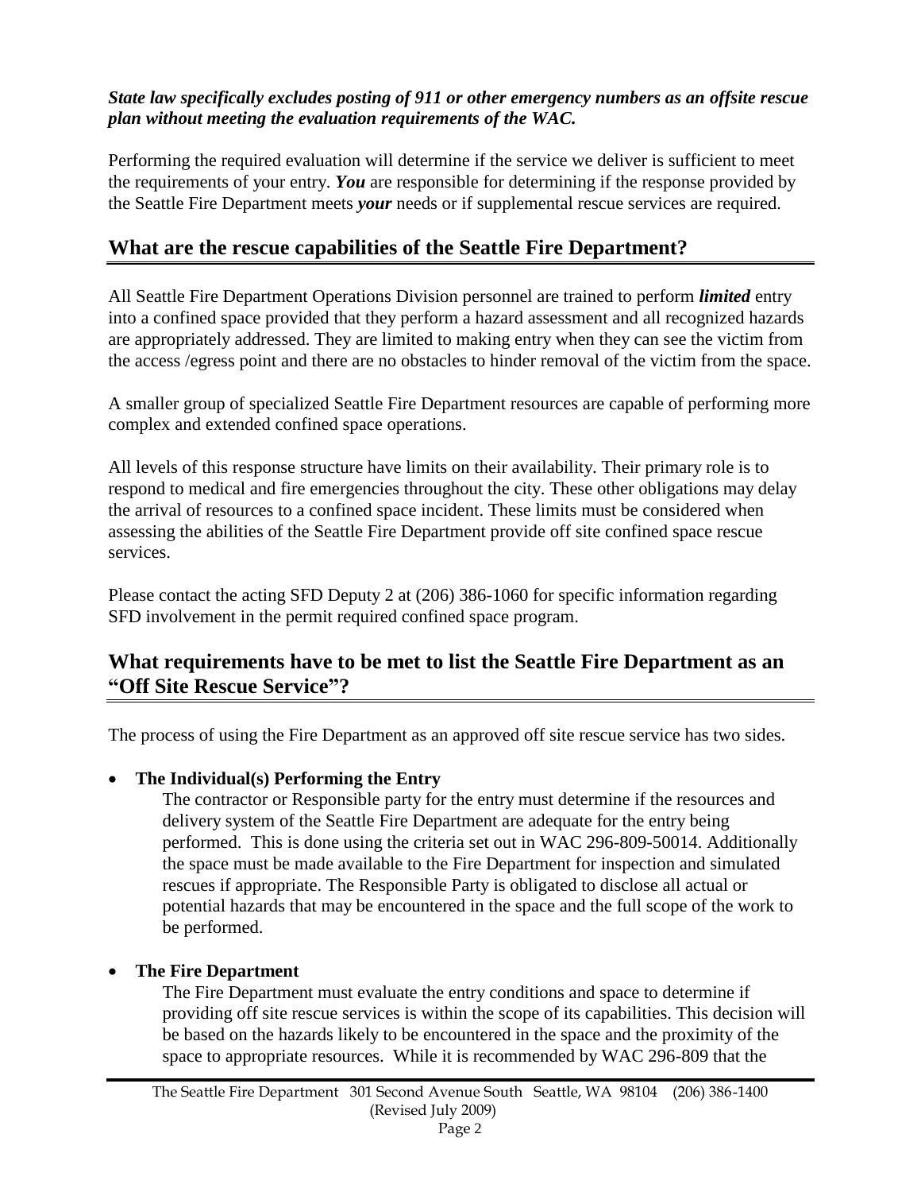***State law specifically excludes posting of 911 or other emergency numbers as an offsite rescue plan without meeting the evaluation requirements of the WAC.***

Performing the required evaluation will determine if the service we deliver is sufficient to meet the requirements of your entry. ***You*** are responsible for determining if the response provided by the Seattle Fire Department meets ***your*** needs or if supplemental rescue services are required.

## What are the rescue capabilities of the Seattle Fire Department?

All Seattle Fire Department Operations Division personnel are trained to perform ***limited*** entry into a confined space provided that they perform a hazard assessment and all recognized hazards are appropriately addressed. They are limited to making entry when they can see the victim from the access /egress point and there are no obstacles to hinder removal of the victim from the space.

A smaller group of specialized Seattle Fire Department resources are capable of performing more complex and extended confined space operations.

All levels of this response structure have limits on their availability. Their primary role is to respond to medical and fire emergencies throughout the city. These other obligations may delay the arrival of resources to a confined space incident. These limits must be considered when assessing the abilities of the Seattle Fire Department provide off site confined space rescue services.

Please contact the acting SFD Deputy 2 at (206) 386-1060 for specific information regarding SFD involvement in the permit required confined space program.

## What requirements have to be met to list the Seattle Fire Department as an "Off Site Rescue Service"?

The process of using the Fire Department as an approved off site rescue service has two sides.

- **The Individual(s) Performing the Entry**

  The contractor or Responsible party for the entry must determine if the resources and delivery system of the Seattle Fire Department are adequate for the entry being performed. This is done using the criteria set out in WAC 296-809-50014. Additionally the space must be made available to the Fire Department for inspection and simulated rescues if appropriate. The Responsible Party is obligated to disclose all actual or potential hazards that may be encountered in the space and the full scope of the work to be performed.

- **The Fire Department**

  The Fire Department must evaluate the entry conditions and space to determine if providing off site rescue services is within the scope of its capabilities. This decision will be based on the hazards likely to be encountered in the space and the proximity of the space to appropriate resources. While it is recommended by WAC 296-809 that the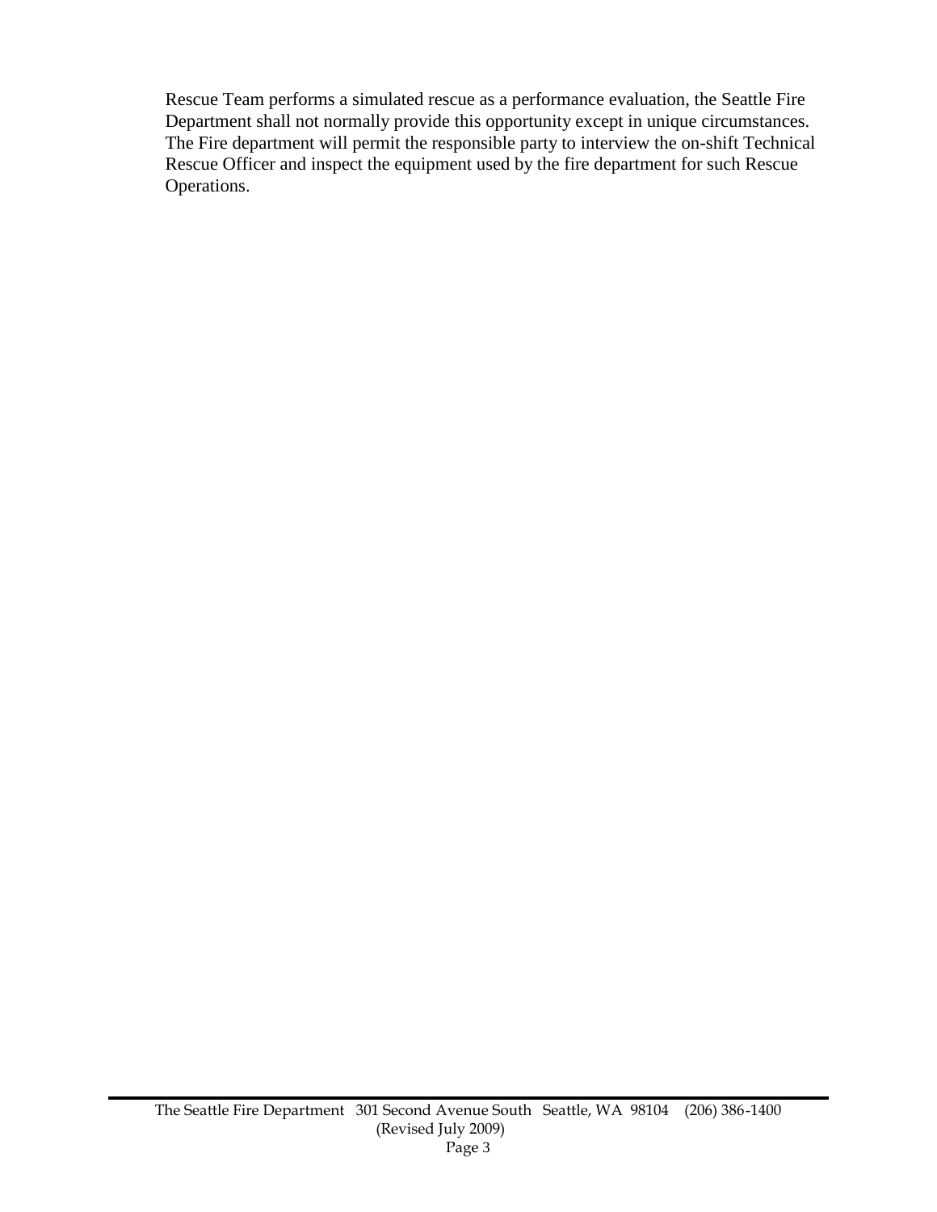Rescue Team performs a simulated rescue as a performance evaluation, the Seattle Fire Department shall not normally provide this opportunity except in unique circumstances. The Fire department will permit the responsible party to interview the on-shift Technical Rescue Officer and inspect the equipment used by the fire department for such Rescue Operations.